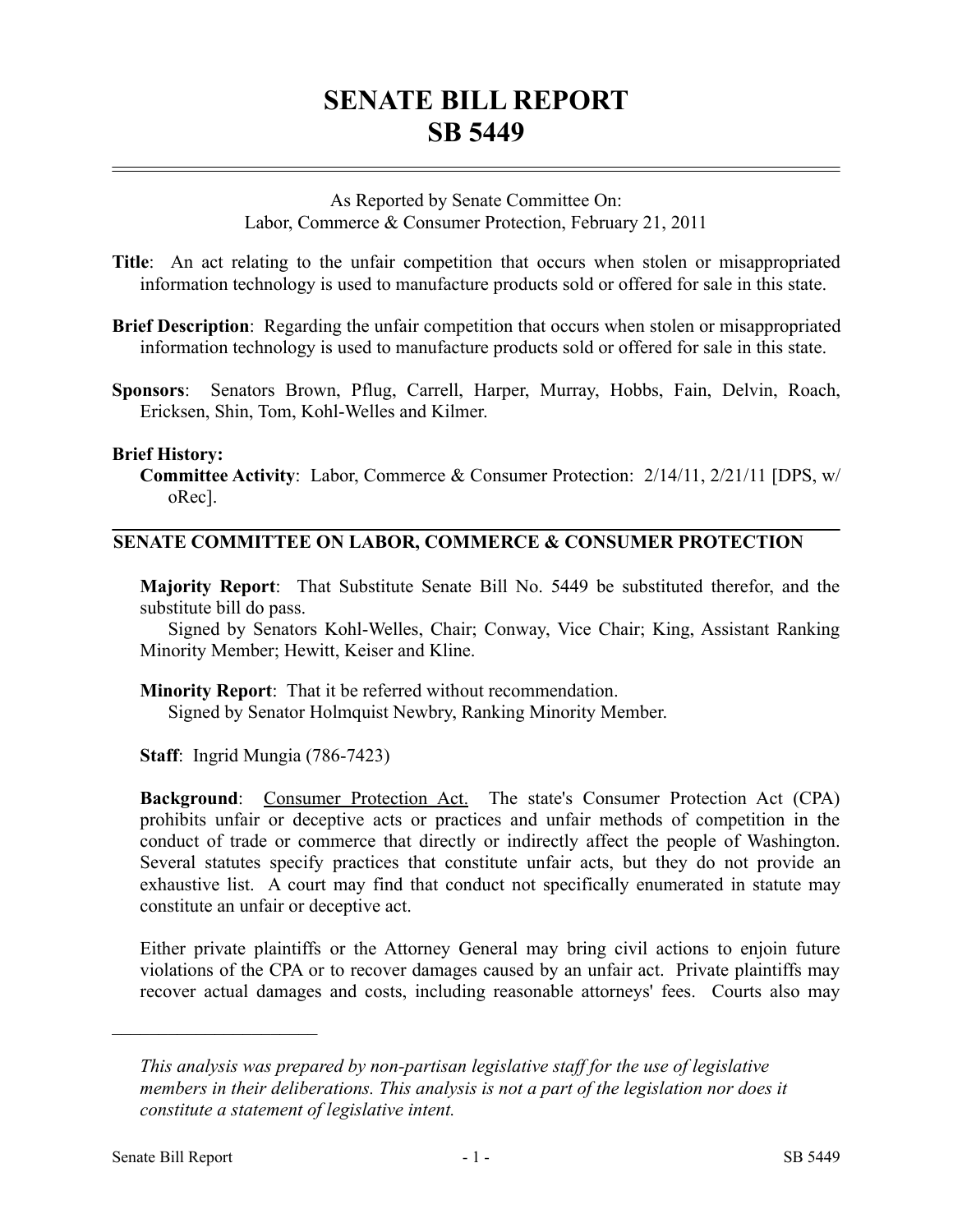# SENATE BILL REPORT
# SB 5449

As Reported by Senate Committee On:
Labor, Commerce & Consumer Protection, February 21, 2011

**Title**: An act relating to the unfair competition that occurs when stolen or misappropriated information technology is used to manufacture products sold or offered for sale in this state.

**Brief Description**: Regarding the unfair competition that occurs when stolen or misappropriated information technology is used to manufacture products sold or offered for sale in this state.

**Sponsors**: Senators Brown, Pflug, Carrell, Harper, Murray, Hobbs, Fain, Delvin, Roach, Ericksen, Shin, Tom, Kohl-Welles and Kilmer.

**Brief History:**

**Committee Activity**: Labor, Commerce & Consumer Protection: 2/14/11, 2/21/11 [DPS, w/oRec].

## SENATE COMMITTEE ON LABOR, COMMERCE & CONSUMER PROTECTION

**Majority Report**: That Substitute Senate Bill No. 5449 be substituted therefor, and the substitute bill do pass.

Signed by Senators Kohl-Welles, Chair; Conway, Vice Chair; King, Assistant Ranking Minority Member; Hewitt, Keiser and Kline.

**Minority Report**: That it be referred without recommendation.

Signed by Senator Holmquist Newbry, Ranking Minority Member.

**Staff**: Ingrid Mungia (786-7423)

**Background**: Consumer Protection Act. The state's Consumer Protection Act (CPA) prohibits unfair or deceptive acts or practices and unfair methods of competition in the conduct of trade or commerce that directly or indirectly affect the people of Washington. Several statutes specify practices that constitute unfair acts, but they do not provide an exhaustive list. A court may find that conduct not specifically enumerated in statute may constitute an unfair or deceptive act.

Either private plaintiffs or the Attorney General may bring civil actions to enjoin future violations of the CPA or to recover damages caused by an unfair act. Private plaintiffs may recover actual damages and costs, including reasonable attorneys' fees. Courts also may

---

*This analysis was prepared by non-partisan legislative staff for the use of legislative members in their deliberations. This analysis is not a part of the legislation nor does it constitute a statement of legislative intent.*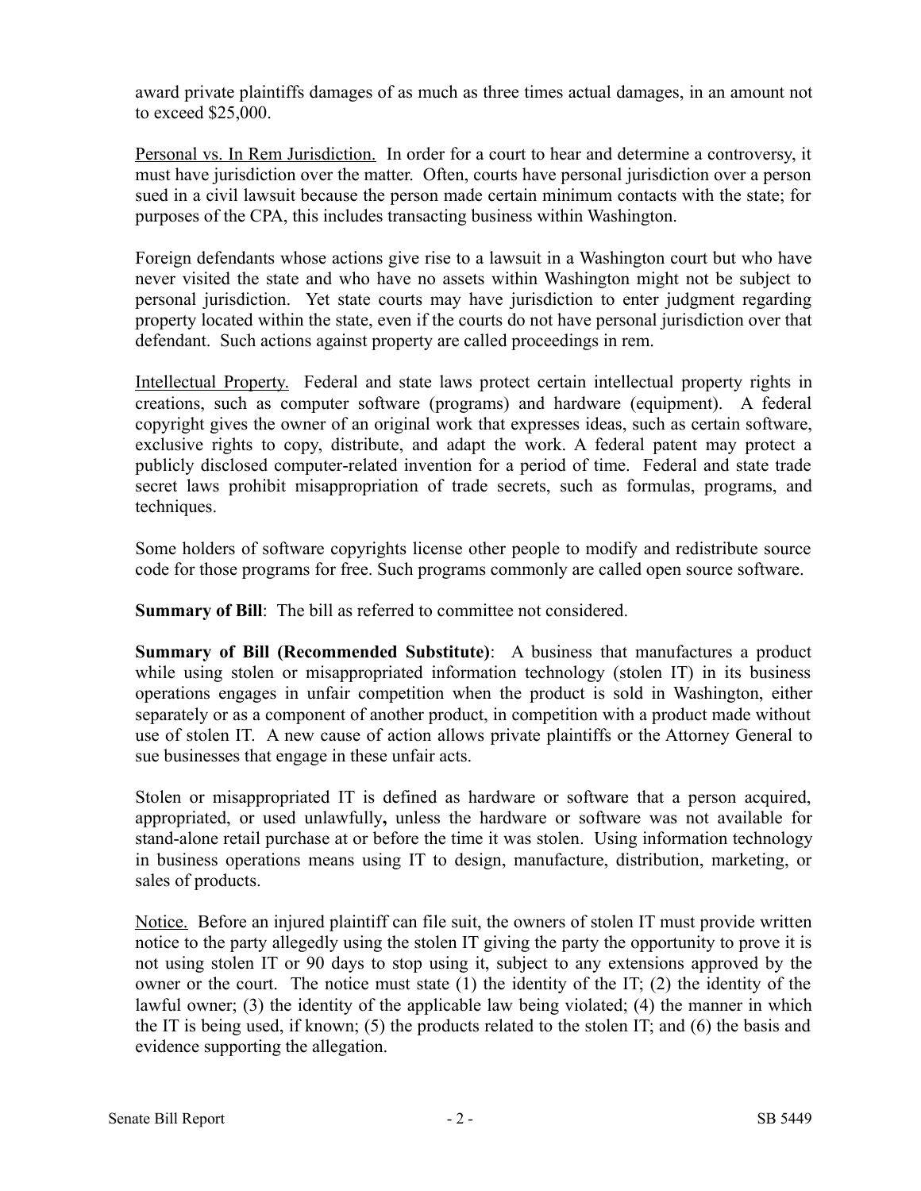award private plaintiffs damages of as much as three times actual damages, in an amount not to exceed $25,000.

Personal vs. In Rem Jurisdiction. In order for a court to hear and determine a controversy, it must have jurisdiction over the matter. Often, courts have personal jurisdiction over a person sued in a civil lawsuit because the person made certain minimum contacts with the state; for purposes of the CPA, this includes transacting business within Washington.

Foreign defendants whose actions give rise to a lawsuit in a Washington court but who have never visited the state and who have no assets within Washington might not be subject to personal jurisdiction. Yet state courts may have jurisdiction to enter judgment regarding property located within the state, even if the courts do not have personal jurisdiction over that defendant. Such actions against property are called proceedings in rem.

Intellectual Property. Federal and state laws protect certain intellectual property rights in creations, such as computer software (programs) and hardware (equipment). A federal copyright gives the owner of an original work that expresses ideas, such as certain software, exclusive rights to copy, distribute, and adapt the work. A federal patent may protect a publicly disclosed computer-related invention for a period of time. Federal and state trade secret laws prohibit misappropriation of trade secrets, such as formulas, programs, and techniques.

Some holders of software copyrights license other people to modify and redistribute source code for those programs for free. Such programs commonly are called open source software.

**Summary of Bill**: The bill as referred to committee not considered.

**Summary of Bill (Recommended Substitute)**: A business that manufactures a product while using stolen or misappropriated information technology (stolen IT) in its business operations engages in unfair competition when the product is sold in Washington, either separately or as a component of another product, in competition with a product made without use of stolen IT. A new cause of action allows private plaintiffs or the Attorney General to sue businesses that engage in these unfair acts.

Stolen or misappropriated IT is defined as hardware or software that a person acquired, appropriated, or used unlawfully**,** unless the hardware or software was not available for stand-alone retail purchase at or before the time it was stolen. Using information technology in business operations means using IT to design, manufacture, distribution, marketing, or sales of products.

Notice. Before an injured plaintiff can file suit, the owners of stolen IT must provide written notice to the party allegedly using the stolen IT giving the party the opportunity to prove it is not using stolen IT or 90 days to stop using it, subject to any extensions approved by the owner or the court. The notice must state (1) the identity of the IT; (2) the identity of the lawful owner; (3) the identity of the applicable law being violated; (4) the manner in which the IT is being used, if known; (5) the products related to the stolen IT; and (6) the basis and evidence supporting the allegation.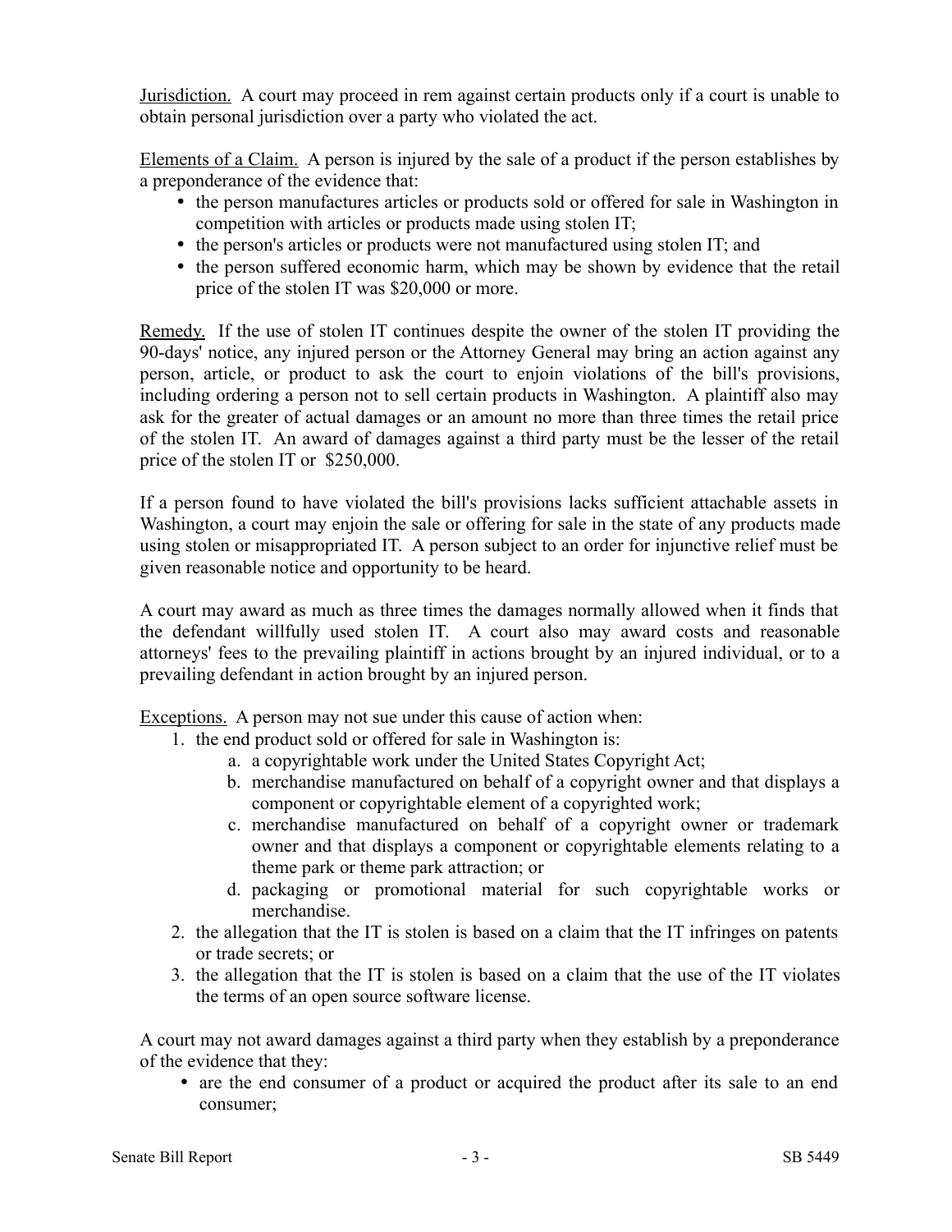<u>Jurisdiction.</u> A court may proceed in rem against certain products only if a court is unable to obtain personal jurisdiction over a party who violated the act.

<u>Elements of a Claim.</u> A person is injured by the sale of a product if the person establishes by a preponderance of the evidence that:

- the person manufactures articles or products sold or offered for sale in Washington in competition with articles or products made using stolen IT;
- the person's articles or products were not manufactured using stolen IT; and
- the person suffered economic harm, which may be shown by evidence that the retail price of the stolen IT was $20,000 or more.

<u>Remedy.</u> If the use of stolen IT continues despite the owner of the stolen IT providing the 90-days' notice, any injured person or the Attorney General may bring an action against any person, article, or product to ask the court to enjoin violations of the bill's provisions, including ordering a person not to sell certain products in Washington. A plaintiff also may ask for the greater of actual damages or an amount no more than three times the retail price of the stolen IT. An award of damages against a third party must be the lesser of the retail price of the stolen IT or $250,000.

If a person found to have violated the bill's provisions lacks sufficient attachable assets in Washington, a court may enjoin the sale or offering for sale in the state of any products made using stolen or misappropriated IT. A person subject to an order for injunctive relief must be given reasonable notice and opportunity to be heard.

A court may award as much as three times the damages normally allowed when it finds that the defendant willfully used stolen IT. A court also may award costs and reasonable attorneys' fees to the prevailing plaintiff in actions brought by an injured individual, or to a prevailing defendant in action brought by an injured person.

<u>Exceptions.</u> A person may not sue under this cause of action when:

1. the end product sold or offered for sale in Washington is:
   a. a copyrightable work under the United States Copyright Act;
   b. merchandise manufactured on behalf of a copyright owner and that displays a component or copyrightable element of a copyrighted work;
   c. merchandise manufactured on behalf of a copyright owner or trademark owner and that displays a component or copyrightable elements relating to a theme park or theme park attraction; or
   d. packaging or promotional material for such copyrightable works or merchandise.
2. the allegation that the IT is stolen is based on a claim that the IT infringes on patents or trade secrets; or
3. the allegation that the IT is stolen is based on a claim that the use of the IT violates the terms of an open source software license.

A court may not award damages against a third party when they establish by a preponderance of the evidence that they:

- are the end consumer of a product or acquired the product after its sale to an end consumer;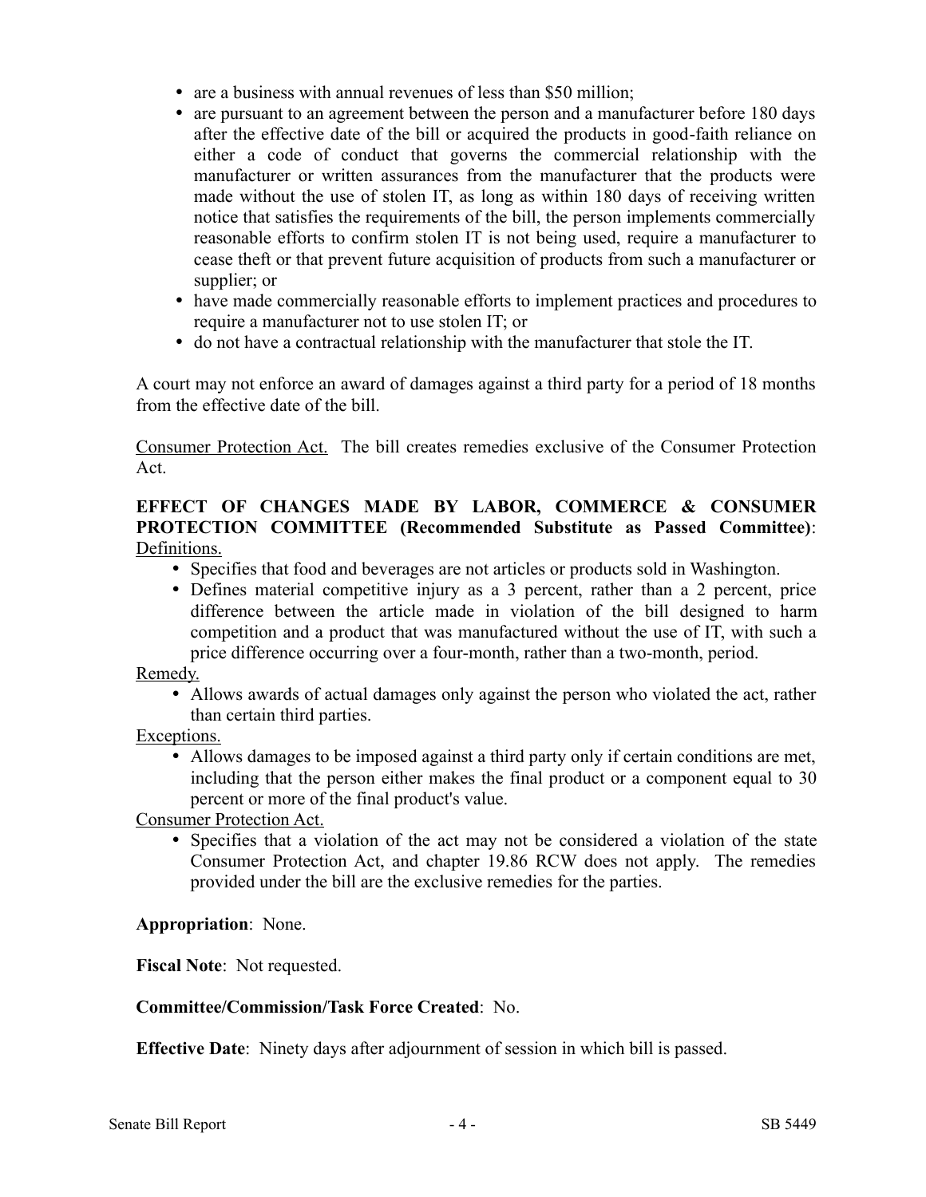- are a business with annual revenues of less than $50 million;
- are pursuant to an agreement between the person and a manufacturer before 180 days after the effective date of the bill or acquired the products in good-faith reliance on either a code of conduct that governs the commercial relationship with the manufacturer or written assurances from the manufacturer that the products were made without the use of stolen IT, as long as within 180 days of receiving written notice that satisfies the requirements of the bill, the person implements commercially reasonable efforts to confirm stolen IT is not being used, require a manufacturer to cease theft or that prevent future acquisition of products from such a manufacturer or supplier; or
- have made commercially reasonable efforts to implement practices and procedures to require a manufacturer not to use stolen IT; or
- do not have a contractual relationship with the manufacturer that stole the IT.

A court may not enforce an award of damages against a third party for a period of 18 months from the effective date of the bill.

Consumer Protection Act. The bill creates remedies exclusive of the Consumer Protection Act.

**EFFECT OF CHANGES MADE BY LABOR, COMMERCE & CONSUMER PROTECTION COMMITTEE (Recommended Substitute as Passed Committee)**:
Definitions.

- Specifies that food and beverages are not articles or products sold in Washington.
- Defines material competitive injury as a 3 percent, rather than a 2 percent, price difference between the article made in violation of the bill designed to harm competition and a product that was manufactured without the use of IT, with such a price difference occurring over a four-month, rather than a two-month, period.

Remedy.

- Allows awards of actual damages only against the person who violated the act, rather than certain third parties.

Exceptions.

- Allows damages to be imposed against a third party only if certain conditions are met, including that the person either makes the final product or a component equal to 30 percent or more of the final product's value.

Consumer Protection Act.

- Specifies that a violation of the act may not be considered a violation of the state Consumer Protection Act, and chapter 19.86 RCW does not apply. The remedies provided under the bill are the exclusive remedies for the parties.

**Appropriation**: None.

**Fiscal Note**: Not requested.

**Committee/Commission/Task Force Created**: No.

**Effective Date**: Ninety days after adjournment of session in which bill is passed.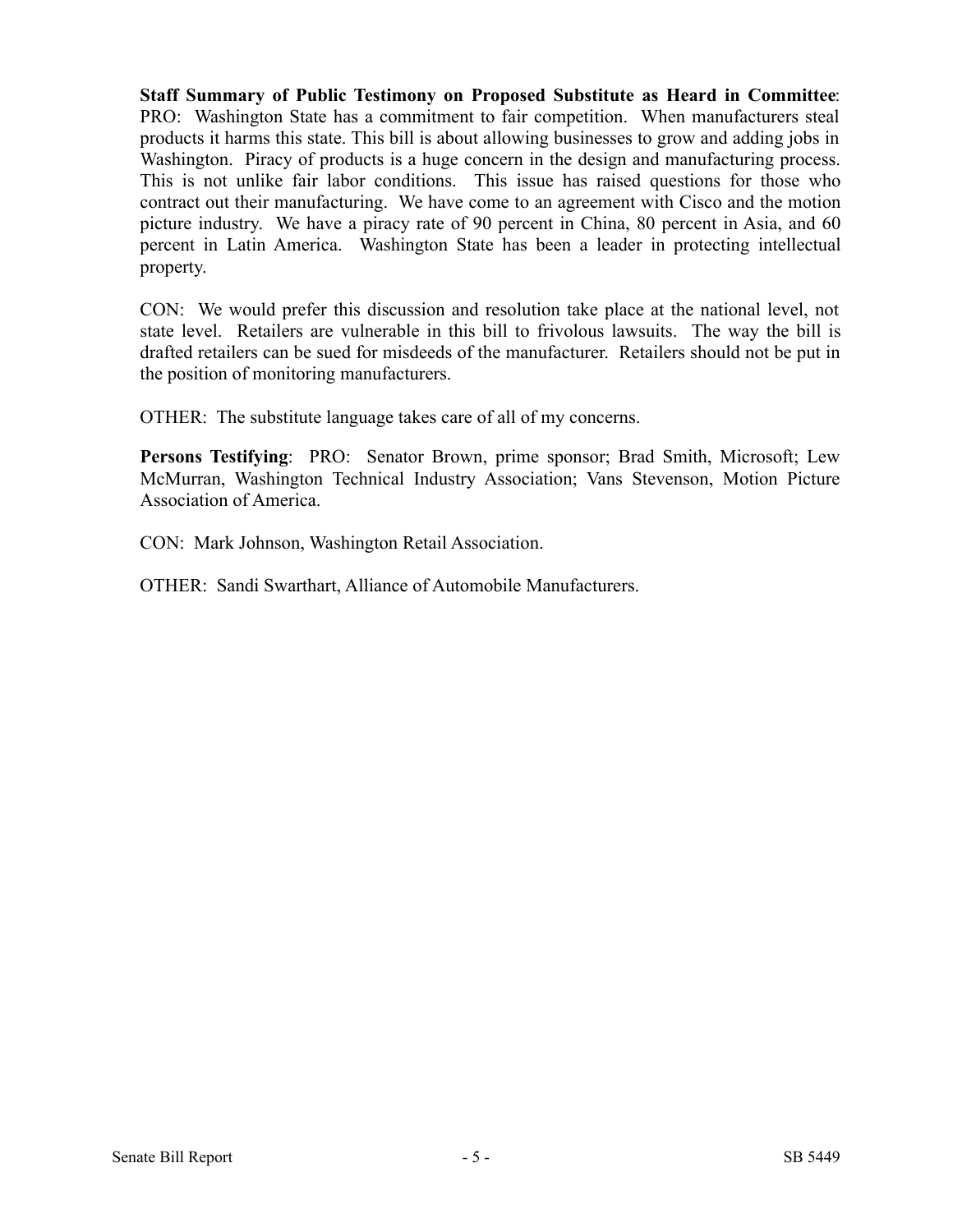**Staff Summary of Public Testimony on Proposed Substitute as Heard in Committee**: PRO: Washington State has a commitment to fair competition. When manufacturers steal products it harms this state. This bill is about allowing businesses to grow and adding jobs in Washington. Piracy of products is a huge concern in the design and manufacturing process. This is not unlike fair labor conditions. This issue has raised questions for those who contract out their manufacturing. We have come to an agreement with Cisco and the motion picture industry. We have a piracy rate of 90 percent in China, 80 percent in Asia, and 60 percent in Latin America. Washington State has been a leader in protecting intellectual property.

CON: We would prefer this discussion and resolution take place at the national level, not state level. Retailers are vulnerable in this bill to frivolous lawsuits. The way the bill is drafted retailers can be sued for misdeeds of the manufacturer. Retailers should not be put in the position of monitoring manufacturers.

OTHER: The substitute language takes care of all of my concerns.

**Persons Testifying**: PRO: Senator Brown, prime sponsor; Brad Smith, Microsoft; Lew McMurran, Washington Technical Industry Association; Vans Stevenson, Motion Picture Association of America.

CON: Mark Johnson, Washington Retail Association.

OTHER: Sandi Swarthart, Alliance of Automobile Manufacturers.